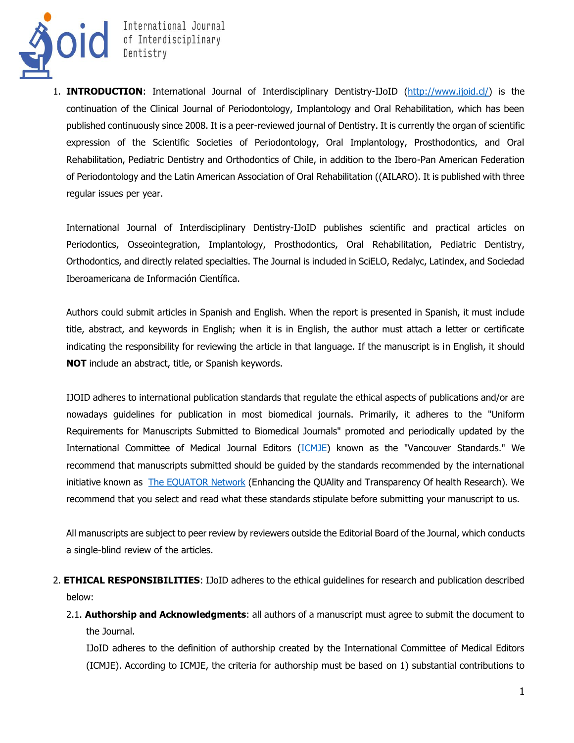1. **INTRODUCTION**: International Journal of Interdisciplinary Dentistry-IJoID (http://www.ijoid.cl/) is the continuation of the Clinical Journal of Periodontology, Implantology and Oral Rehabilitation, which has been published continuously since 2008. It is a peer-reviewed journal of Dentistry. It is currently the organ of scientific expression of the Scientific Societies of Periodontology, Oral Implantology, Prosthodontics, and Oral Rehabilitation, Pediatric Dentistry and Orthodontics of Chile, in addition to the Ibero-Pan American Federation of Periodontology and the Latin American Association of Oral Rehabilitation ((AILARO). It is published with three regular issues per year.

   International Journal of Interdisciplinary Dentistry-IJoID publishes scientific and practical articles on Periodontics, Osseointegration, Implantology, Prosthodontics, Oral Rehabilitation, Pediatric Dentistry, Orthodontics, and directly related specialties. The Journal is included in SciELO, Redalyc, Latindex, and Sociedad Iberoamericana de Información Científica.

   Authors could submit articles in Spanish and English. When the report is presented in Spanish, it must include title, abstract, and keywords in English; when it is in English, the author must attach a letter or certificate indicating the responsibility for reviewing the article in that language. If the manuscript is in English, it should **NOT** include an abstract, title, or Spanish keywords.

   IJOID adheres to international publication standards that regulate the ethical aspects of publications and/or are nowadays guidelines for publication in most biomedical journals. Primarily, it adheres to the "Uniform Requirements for Manuscripts Submitted to Biomedical Journals" promoted and periodically updated by the International Committee of Medical Journal Editors (ICMJE) known as the "Vancouver Standards." We recommend that manuscripts submitted should be guided by the standards recommended by the international initiative known as The EQUATOR Network (Enhancing the QUAlity and Transparency Of health Research). We recommend that you select and read what these standards stipulate before submitting your manuscript to us.

   All manuscripts are subject to peer review by reviewers outside the Editorial Board of the Journal, which conducts a single-blind review of the articles.

2. **ETHICAL RESPONSIBILITIES**: IJoID adheres to the ethical guidelines for research and publication described below:

   2.1. **Authorship and Acknowledgments**: all authors of a manuscript must agree to submit the document to the Journal.

   IJoID adheres to the definition of authorship created by the International Committee of Medical Editors (ICMJE). According to ICMJE, the criteria for authorship must be based on 1) substantial contributions to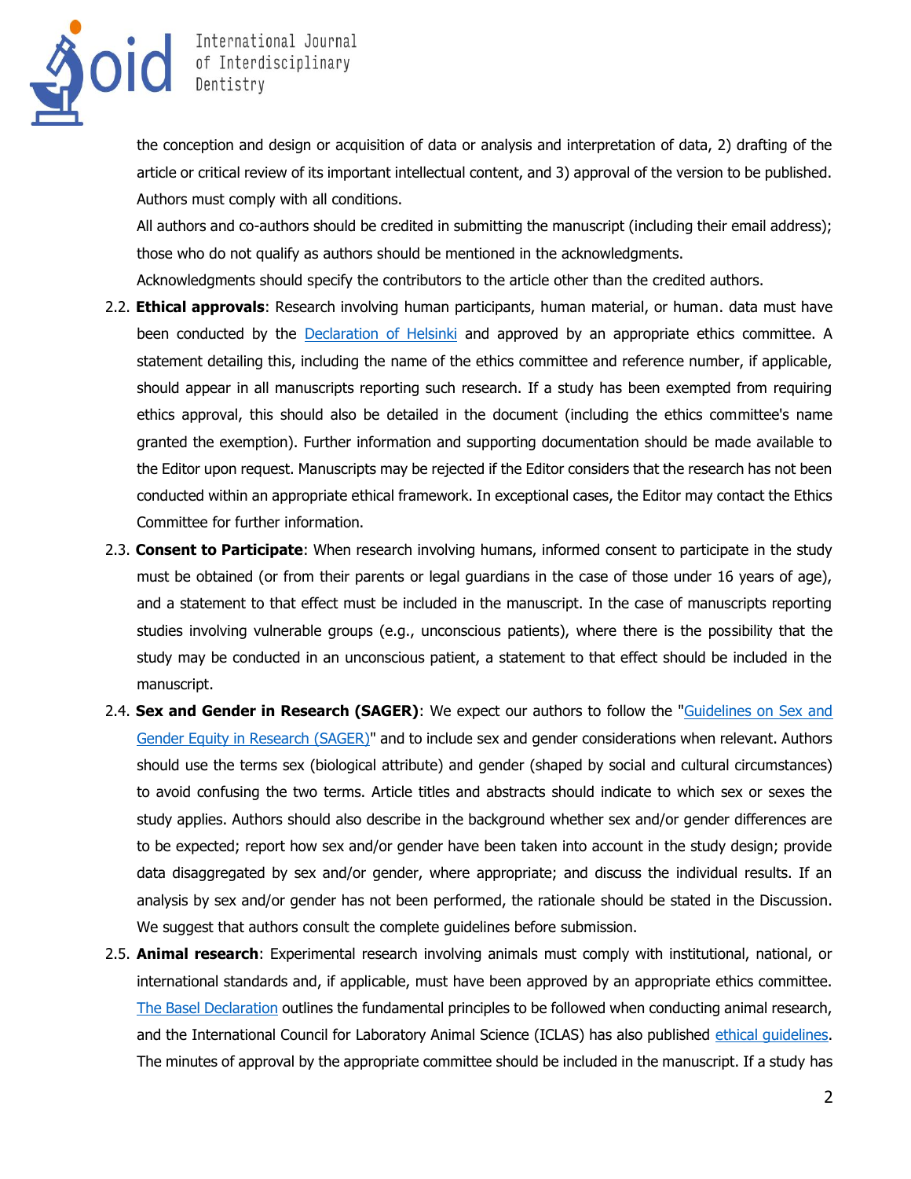the conception and design or acquisition of data or analysis and interpretation of data, 2) drafting of the article or critical review of its important intellectual content, and 3) approval of the version to be published. Authors must comply with all conditions.

All authors and co-authors should be credited in submitting the manuscript (including their email address); those who do not qualify as authors should be mentioned in the acknowledgments.

Acknowledgments should specify the contributors to the article other than the credited authors.

2.2. **Ethical approvals**: Research involving human participants, human material, or human. data must have been conducted by the Declaration of Helsinki and approved by an appropriate ethics committee. A statement detailing this, including the name of the ethics committee and reference number, if applicable, should appear in all manuscripts reporting such research. If a study has been exempted from requiring ethics approval, this should also be detailed in the document (including the ethics committee's name granted the exemption). Further information and supporting documentation should be made available to the Editor upon request. Manuscripts may be rejected if the Editor considers that the research has not been conducted within an appropriate ethical framework. In exceptional cases, the Editor may contact the Ethics Committee for further information.

2.3. **Consent to Participate**: When research involving humans, informed consent to participate in the study must be obtained (or from their parents or legal guardians in the case of those under 16 years of age), and a statement to that effect must be included in the manuscript. In the case of manuscripts reporting studies involving vulnerable groups (e.g., unconscious patients), where there is the possibility that the study may be conducted in an unconscious patient, a statement to that effect should be included in the manuscript.

2.4. **Sex and Gender in Research (SAGER)**: We expect our authors to follow the "Guidelines on Sex and Gender Equity in Research (SAGER)" and to include sex and gender considerations when relevant. Authors should use the terms sex (biological attribute) and gender (shaped by social and cultural circumstances) to avoid confusing the two terms. Article titles and abstracts should indicate to which sex or sexes the study applies. Authors should also describe in the background whether sex and/or gender differences are to be expected; report how sex and/or gender have been taken into account in the study design; provide data disaggregated by sex and/or gender, where appropriate; and discuss the individual results. If an analysis by sex and/or gender has not been performed, the rationale should be stated in the Discussion. We suggest that authors consult the complete guidelines before submission.

2.5. **Animal research**: Experimental research involving animals must comply with institutional, national, or international standards and, if applicable, must have been approved by an appropriate ethics committee. The Basel Declaration outlines the fundamental principles to be followed when conducting animal research, and the International Council for Laboratory Animal Science (ICLAS) has also published ethical guidelines. The minutes of approval by the appropriate committee should be included in the manuscript. If a study has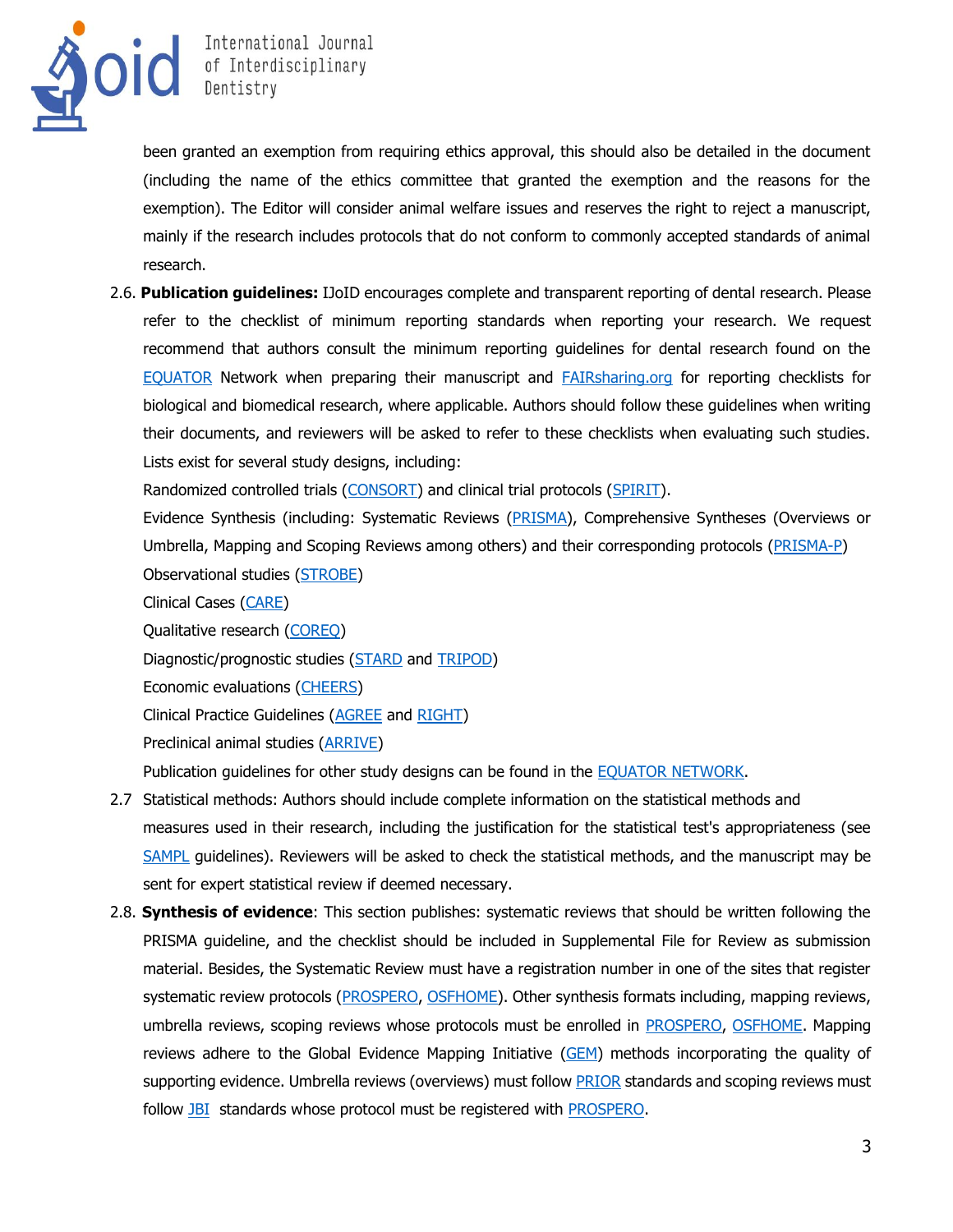been granted an exemption from requiring ethics approval, this should also be detailed in the document (including the name of the ethics committee that granted the exemption and the reasons for the exemption). The Editor will consider animal welfare issues and reserves the right to reject a manuscript, mainly if the research includes protocols that do not conform to commonly accepted standards of animal research.

2.6. **Publication guidelines:** IJoID encourages complete and transparent reporting of dental research. Please refer to the checklist of minimum reporting standards when reporting your research. We request recommend that authors consult the minimum reporting guidelines for dental research found on the EQUATOR Network when preparing their manuscript and FAIRsharing.org for reporting checklists for biological and biomedical research, where applicable. Authors should follow these guidelines when writing their documents, and reviewers will be asked to refer to these checklists when evaluating such studies. Lists exist for several study designs, including:

Randomized controlled trials (CONSORT) and clinical trial protocols (SPIRIT).

Evidence Synthesis (including: Systematic Reviews (PRISMA), Comprehensive Syntheses (Overviews or Umbrella, Mapping and Scoping Reviews among others) and their corresponding protocols (PRISMA-P)

Observational studies (STROBE)

Clinical Cases (CARE)

Qualitative research (COREQ)

Diagnostic/prognostic studies (STARD and TRIPOD)

Economic evaluations (CHEERS)

Clinical Practice Guidelines (AGREE and RIGHT)

Preclinical animal studies (ARRIVE)

Publication guidelines for other study designs can be found in the EQUATOR NETWORK.

2.7 Statistical methods: Authors should include complete information on the statistical methods and measures used in their research, including the justification for the statistical test's appropriateness (see SAMPL guidelines). Reviewers will be asked to check the statistical methods, and the manuscript may be sent for expert statistical review if deemed necessary.

2.8. **Synthesis of evidence**: This section publishes: systematic reviews that should be written following the PRISMA guideline, and the checklist should be included in Supplemental File for Review as submission material. Besides, the Systematic Review must have a registration number in one of the sites that register systematic review protocols (PROSPERO, OSFHOME). Other synthesis formats including, mapping reviews, umbrella reviews, scoping reviews whose protocols must be enrolled in PROSPERO, OSFHOME. Mapping reviews adhere to the Global Evidence Mapping Initiative (GEM) methods incorporating the quality of supporting evidence. Umbrella reviews (overviews) must follow PRIOR standards and scoping reviews must follow JBI standards whose protocol must be registered with PROSPERO.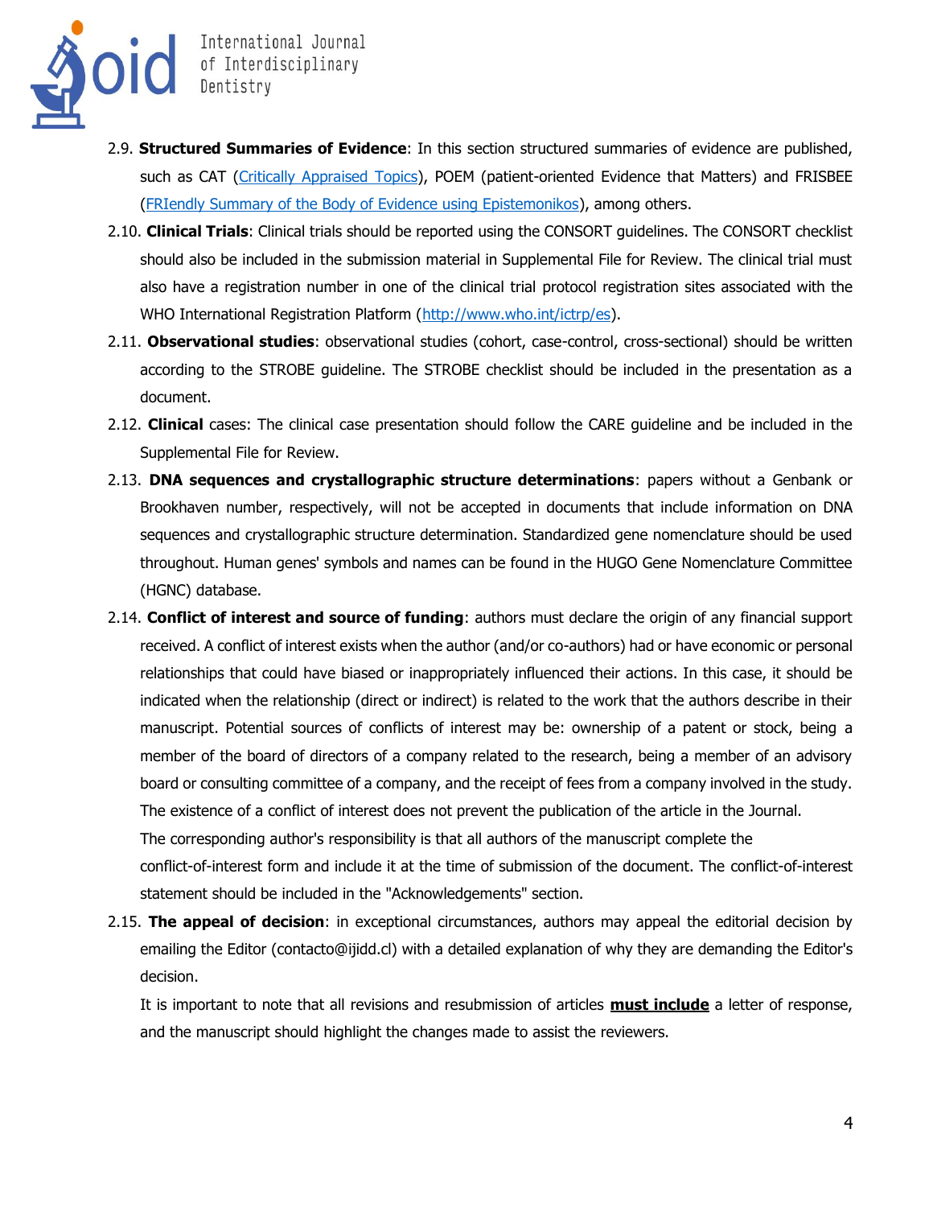2.9. **Structured Summaries of Evidence**: In this section structured summaries of evidence are published, such as CAT (Critically Appraised Topics), POEM (patient-oriented Evidence that Matters) and FRISBEE (FRIendly Summary of the Body of Evidence using Epistemonikos), among others.

2.10. **Clinical Trials**: Clinical trials should be reported using the CONSORT guidelines. The CONSORT checklist should also be included in the submission material in Supplemental File for Review. The clinical trial must also have a registration number in one of the clinical trial protocol registration sites associated with the WHO International Registration Platform (http://www.who.int/ictrp/es).

2.11. **Observational studies**: observational studies (cohort, case-control, cross-sectional) should be written according to the STROBE guideline. The STROBE checklist should be included in the presentation as a document.

2.12. **Clinical** cases: The clinical case presentation should follow the CARE guideline and be included in the Supplemental File for Review.

2.13. **DNA sequences and crystallographic structure determinations**: papers without a Genbank or Brookhaven number, respectively, will not be accepted in documents that include information on DNA sequences and crystallographic structure determination. Standardized gene nomenclature should be used throughout. Human genes' symbols and names can be found in the HUGO Gene Nomenclature Committee (HGNC) database.

2.14. **Conflict of interest and source of funding**: authors must declare the origin of any financial support received. A conflict of interest exists when the author (and/or co-authors) had or have economic or personal relationships that could have biased or inappropriately influenced their actions. In this case, it should be indicated when the relationship (direct or indirect) is related to the work that the authors describe in their manuscript. Potential sources of conflicts of interest may be: ownership of a patent or stock, being a member of the board of directors of a company related to the research, being a member of an advisory board or consulting committee of a company, and the receipt of fees from a company involved in the study. The existence of a conflict of interest does not prevent the publication of the article in the Journal.

The corresponding author's responsibility is that all authors of the manuscript complete the conflict-of-interest form and include it at the time of submission of the document. The conflict-of-interest statement should be included in the "Acknowledgements" section.

2.15. **The appeal of decision**: in exceptional circumstances, authors may appeal the editorial decision by emailing the Editor (contacto@ijidd.cl) with a detailed explanation of why they are demanding the Editor's decision.

It is important to note that all revisions and resubmission of articles **must include** a letter of response, and the manuscript should highlight the changes made to assist the reviewers.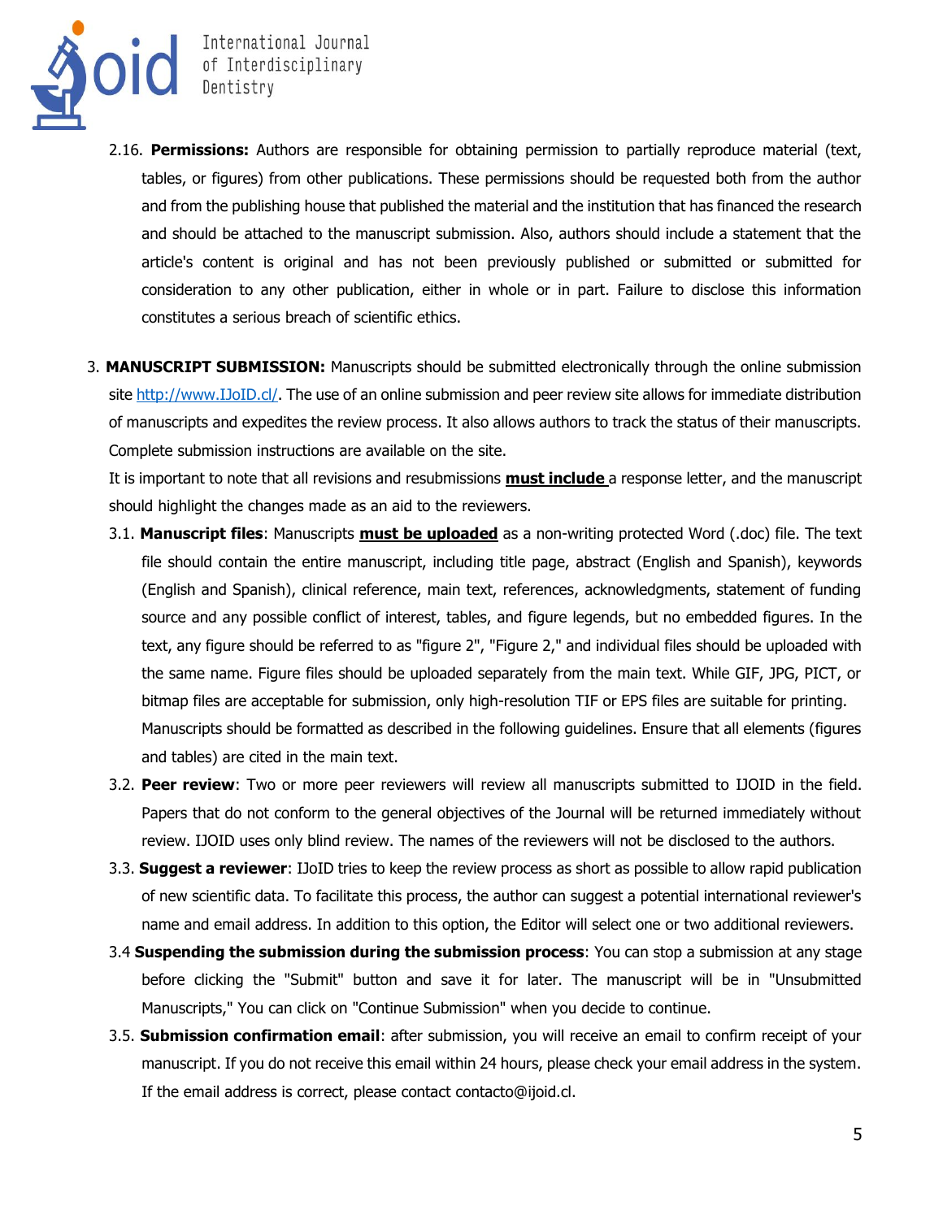2.16. **Permissions:** Authors are responsible for obtaining permission to partially reproduce material (text, tables, or figures) from other publications. These permissions should be requested both from the author and from the publishing house that published the material and the institution that has financed the research and should be attached to the manuscript submission. Also, authors should include a statement that the article's content is original and has not been previously published or submitted or submitted for consideration to any other publication, either in whole or in part. Failure to disclose this information constitutes a serious breach of scientific ethics.

3. **MANUSCRIPT SUBMISSION:** Manuscripts should be submitted electronically through the online submission site http://www.IJoID.cl/. The use of an online submission and peer review site allows for immediate distribution of manuscripts and expedites the review process. It also allows authors to track the status of their manuscripts. Complete submission instructions are available on the site.

   It is important to note that all revisions and resubmissions **must include** a response letter, and the manuscript should highlight the changes made as an aid to the reviewers.

   3.1. **Manuscript files**: Manuscripts **must be uploaded** as a non-writing protected Word (.doc) file. The text file should contain the entire manuscript, including title page, abstract (English and Spanish), keywords (English and Spanish), clinical reference, main text, references, acknowledgments, statement of funding source and any possible conflict of interest, tables, and figure legends, but no embedded figures. In the text, any figure should be referred to as "figure 2", "Figure 2," and individual files should be uploaded with the same name. Figure files should be uploaded separately from the main text. While GIF, JPG, PICT, or bitmap files are acceptable for submission, only high-resolution TIF or EPS files are suitable for printing. Manuscripts should be formatted as described in the following guidelines. Ensure that all elements (figures and tables) are cited in the main text.

   3.2. **Peer review**: Two or more peer reviewers will review all manuscripts submitted to IJOID in the field. Papers that do not conform to the general objectives of the Journal will be returned immediately without review. IJOID uses only blind review. The names of the reviewers will not be disclosed to the authors.

   3.3. **Suggest a reviewer**: IJoID tries to keep the review process as short as possible to allow rapid publication of new scientific data. To facilitate this process, the author can suggest a potential international reviewer's name and email address. In addition to this option, the Editor will select one or two additional reviewers.

   3.4 **Suspending the submission during the submission process**: You can stop a submission at any stage before clicking the "Submit" button and save it for later. The manuscript will be in "Unsubmitted Manuscripts," You can click on "Continue Submission" when you decide to continue.

   3.5. **Submission confirmation email**: after submission, you will receive an email to confirm receipt of your manuscript. If you do not receive this email within 24 hours, please check your email address in the system. If the email address is correct, please contact contacto@ijoid.cl.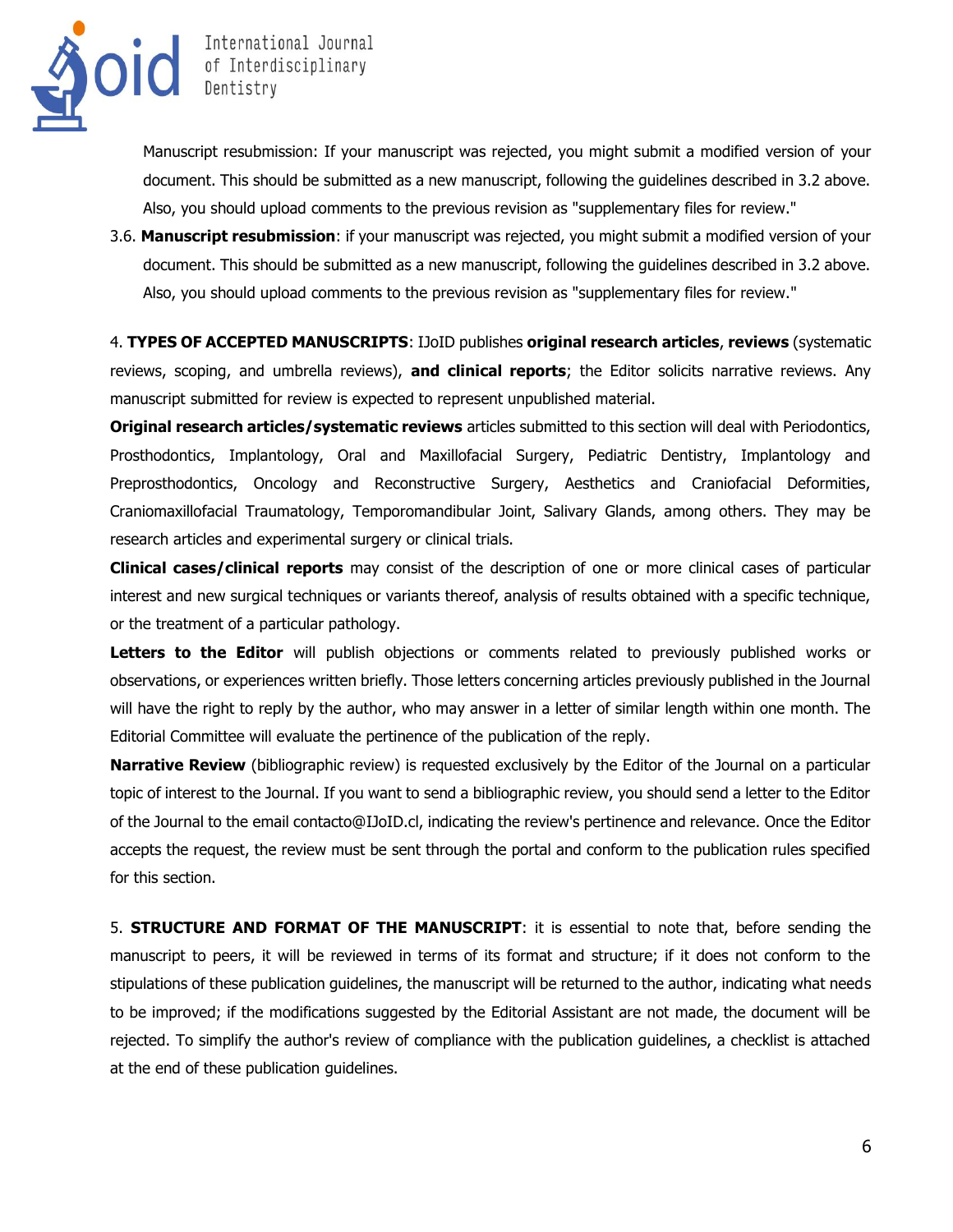Manuscript resubmission: If your manuscript was rejected, you might submit a modified version of your document. This should be submitted as a new manuscript, following the guidelines described in 3.2 above. Also, you should upload comments to the previous revision as "supplementary files for review."

3.6. **Manuscript resubmission**: if your manuscript was rejected, you might submit a modified version of your document. This should be submitted as a new manuscript, following the guidelines described in 3.2 above. Also, you should upload comments to the previous revision as "supplementary files for review."

4. **TYPES OF ACCEPTED MANUSCRIPTS**: IJoID publishes **original research articles**, **reviews** (systematic reviews, scoping, and umbrella reviews), **and clinical reports**; the Editor solicits narrative reviews. Any manuscript submitted for review is expected to represent unpublished material.

**Original research articles/systematic reviews** articles submitted to this section will deal with Periodontics, Prosthodontics, Implantology, Oral and Maxillofacial Surgery, Pediatric Dentistry, Implantology and Preprosthodontics, Oncology and Reconstructive Surgery, Aesthetics and Craniofacial Deformities, Craniomaxillofacial Traumatology, Temporomandibular Joint, Salivary Glands, among others. They may be research articles and experimental surgery or clinical trials.

**Clinical cases/clinical reports** may consist of the description of one or more clinical cases of particular interest and new surgical techniques or variants thereof, analysis of results obtained with a specific technique, or the treatment of a particular pathology.

**Letters to the Editor** will publish objections or comments related to previously published works or observations, or experiences written briefly. Those letters concerning articles previously published in the Journal will have the right to reply by the author, who may answer in a letter of similar length within one month. The Editorial Committee will evaluate the pertinence of the publication of the reply.

**Narrative Review** (bibliographic review) is requested exclusively by the Editor of the Journal on a particular topic of interest to the Journal. If you want to send a bibliographic review, you should send a letter to the Editor of the Journal to the email contacto@IJoID.cl, indicating the review's pertinence and relevance. Once the Editor accepts the request, the review must be sent through the portal and conform to the publication rules specified for this section.

5. **STRUCTURE AND FORMAT OF THE MANUSCRIPT**: it is essential to note that, before sending the manuscript to peers, it will be reviewed in terms of its format and structure; if it does not conform to the stipulations of these publication guidelines, the manuscript will be returned to the author, indicating what needs to be improved; if the modifications suggested by the Editorial Assistant are not made, the document will be rejected. To simplify the author's review of compliance with the publication guidelines, a checklist is attached at the end of these publication guidelines.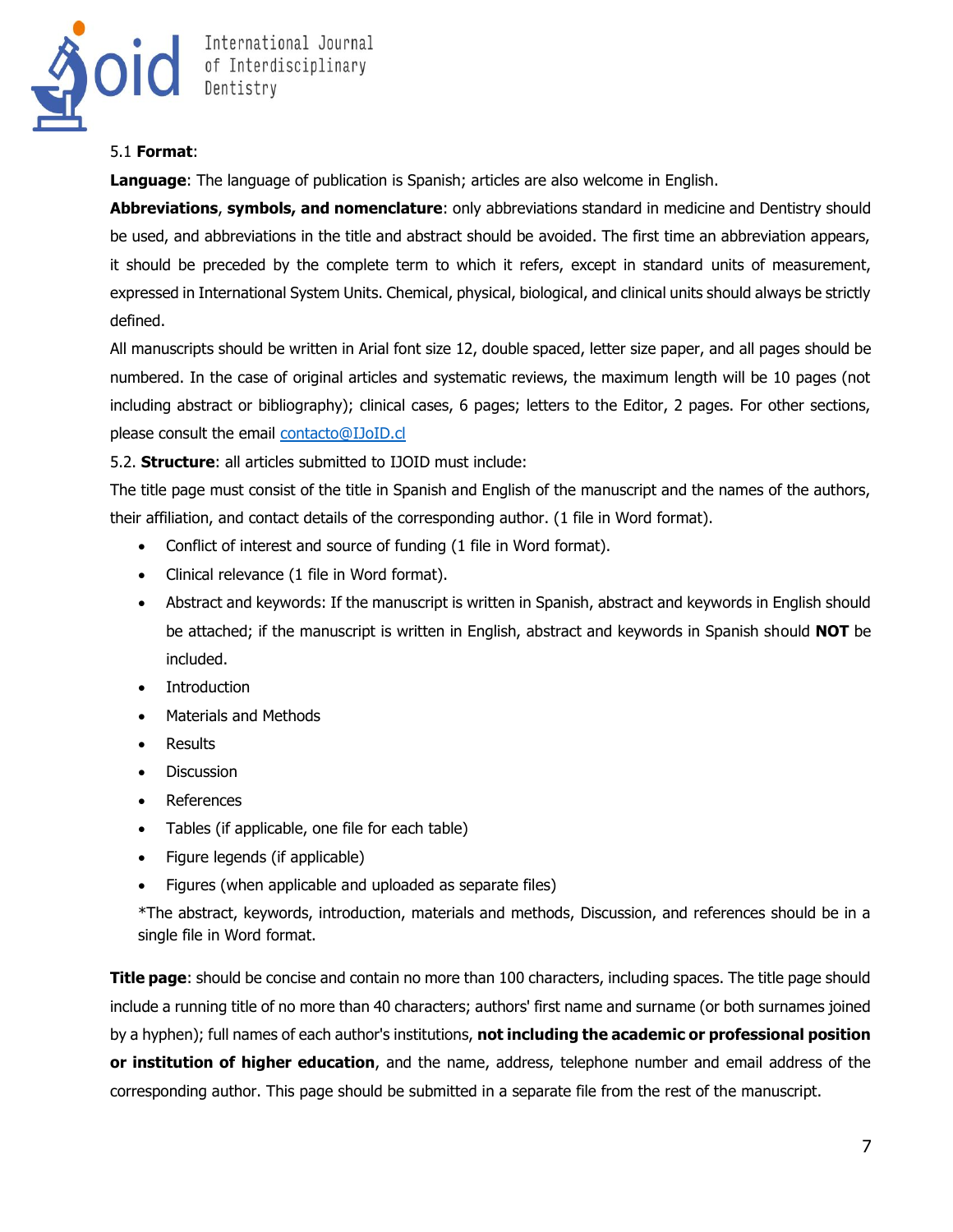5.1 **Format**:

**Language**: The language of publication is Spanish; articles are also welcome in English.

**Abbreviations**, **symbols, and nomenclature**: only abbreviations standard in medicine and Dentistry should be used, and abbreviations in the title and abstract should be avoided. The first time an abbreviation appears, it should be preceded by the complete term to which it refers, except in standard units of measurement, expressed in International System Units. Chemical, physical, biological, and clinical units should always be strictly defined.

All manuscripts should be written in Arial font size 12, double spaced, letter size paper, and all pages should be numbered. In the case of original articles and systematic reviews, the maximum length will be 10 pages (not including abstract or bibliography); clinical cases, 6 pages; letters to the Editor, 2 pages. For other sections, please consult the email contacto@IJoID.cl

5.2. **Structure**: all articles submitted to IJOID must include:

The title page must consist of the title in Spanish and English of the manuscript and the names of the authors, their affiliation, and contact details of the corresponding author. (1 file in Word format).

- Conflict of interest and source of funding (1 file in Word format).
- Clinical relevance (1 file in Word format).
- Abstract and keywords: If the manuscript is written in Spanish, abstract and keywords in English should be attached; if the manuscript is written in English, abstract and keywords in Spanish should **NOT** be included.
- Introduction
- Materials and Methods
- Results
- Discussion
- References
- Tables (if applicable, one file for each table)
- Figure legends (if applicable)
- Figures (when applicable and uploaded as separate files)

*The abstract, keywords, introduction, materials and methods, Discussion, and references should be in a single file in Word format.

**Title page**: should be concise and contain no more than 100 characters, including spaces. The title page should include a running title of no more than 40 characters; authors' first name and surname (or both surnames joined by a hyphen); full names of each author's institutions, **not including the academic or professional position or institution of higher education**, and the name, address, telephone number and email address of the corresponding author. This page should be submitted in a separate file from the rest of the manuscript.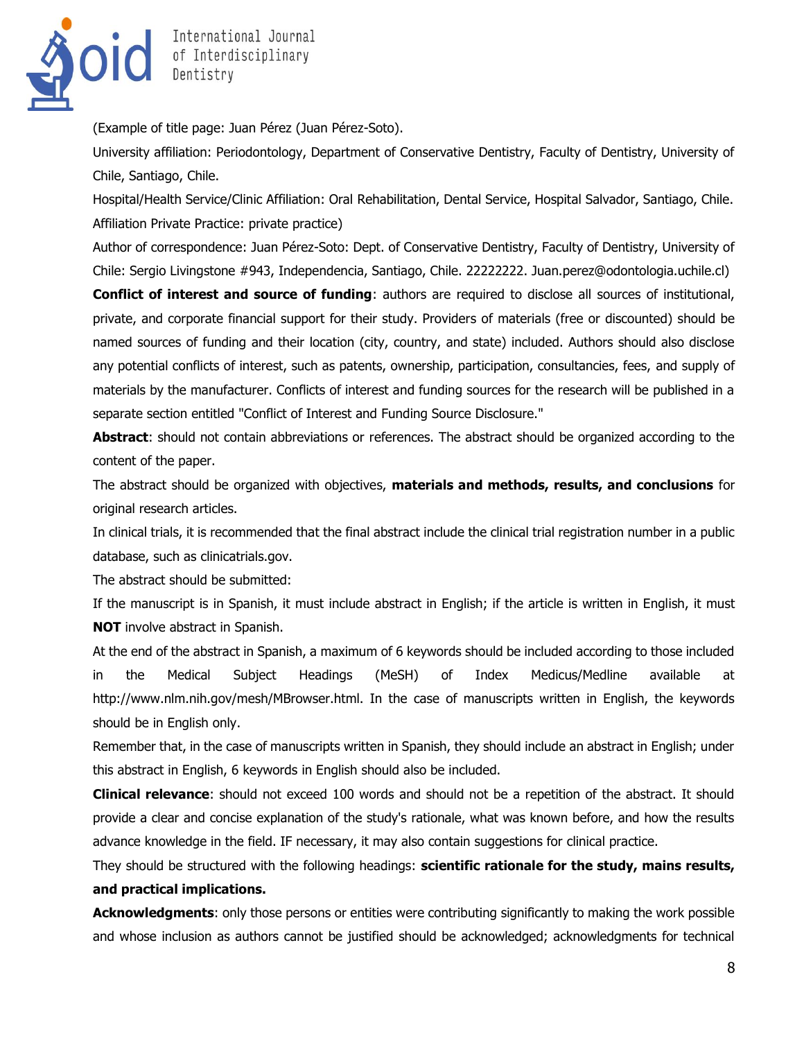(Example of title page: Juan Pérez (Juan Pérez-Soto).

University affiliation: Periodontology, Department of Conservative Dentistry, Faculty of Dentistry, University of Chile, Santiago, Chile.

Hospital/Health Service/Clinic Affiliation: Oral Rehabilitation, Dental Service, Hospital Salvador, Santiago, Chile. Affiliation Private Practice: private practice)

Author of correspondence: Juan Pérez-Soto: Dept. of Conservative Dentistry, Faculty of Dentistry, University of Chile: Sergio Livingstone #943, Independencia, Santiago, Chile. 22222222. Juan.perez@odontologia.uchile.cl)

**Conflict of interest and source of funding**: authors are required to disclose all sources of institutional, private, and corporate financial support for their study. Providers of materials (free or discounted) should be named sources of funding and their location (city, country, and state) included. Authors should also disclose any potential conflicts of interest, such as patents, ownership, participation, consultancies, fees, and supply of materials by the manufacturer. Conflicts of interest and funding sources for the research will be published in a separate section entitled "Conflict of Interest and Funding Source Disclosure."

**Abstract**: should not contain abbreviations or references. The abstract should be organized according to the content of the paper.

The abstract should be organized with objectives, **materials and methods, results, and conclusions** for original research articles.

In clinical trials, it is recommended that the final abstract include the clinical trial registration number in a public database, such as clinicatrials.gov.

The abstract should be submitted:

If the manuscript is in Spanish, it must include abstract in English; if the article is written in English, it must **NOT** involve abstract in Spanish.

At the end of the abstract in Spanish, a maximum of 6 keywords should be included according to those included in the Medical Subject Headings (MeSH) of Index Medicus/Medline available at http://www.nlm.nih.gov/mesh/MBrowser.html. In the case of manuscripts written in English, the keywords should be in English only.

Remember that, in the case of manuscripts written in Spanish, they should include an abstract in English; under this abstract in English, 6 keywords in English should also be included.

**Clinical relevance**: should not exceed 100 words and should not be a repetition of the abstract. It should provide a clear and concise explanation of the study's rationale, what was known before, and how the results advance knowledge in the field. IF necessary, it may also contain suggestions for clinical practice.

They should be structured with the following headings: **scientific rationale for the study, mains results, and practical implications.**

**Acknowledgments**: only those persons or entities were contributing significantly to making the work possible and whose inclusion as authors cannot be justified should be acknowledged; acknowledgments for technical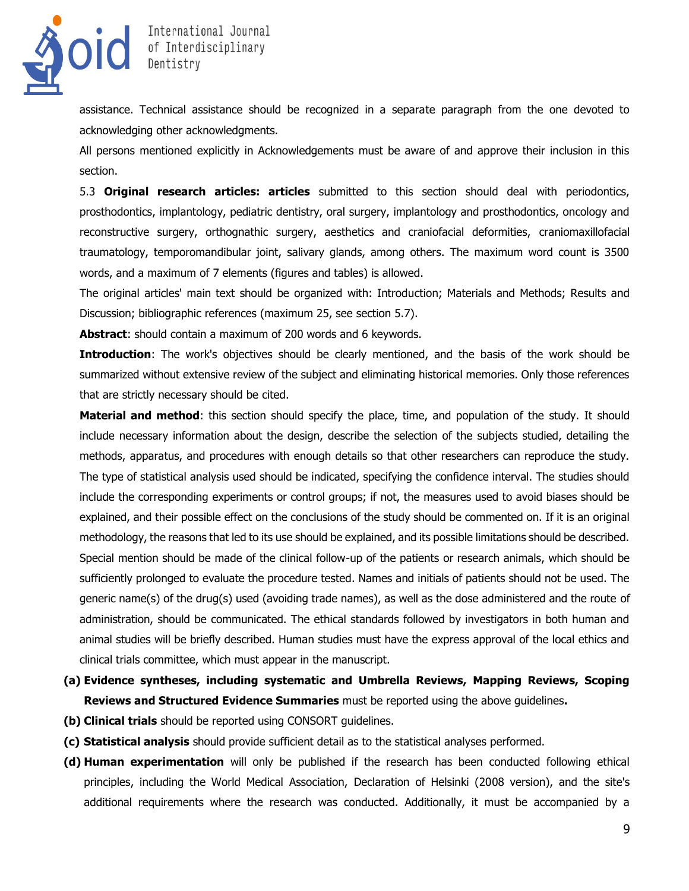assistance. Technical assistance should be recognized in a separate paragraph from the one devoted to acknowledging other acknowledgments.

All persons mentioned explicitly in Acknowledgements must be aware of and approve their inclusion in this section.

5.3 **Original research articles: articles** submitted to this section should deal with periodontics, prosthodontics, implantology, pediatric dentistry, oral surgery, implantology and prosthodontics, oncology and reconstructive surgery, orthognathic surgery, aesthetics and craniofacial deformities, craniomaxillofacial traumatology, temporomandibular joint, salivary glands, among others. The maximum word count is 3500 words, and a maximum of 7 elements (figures and tables) is allowed.

The original articles' main text should be organized with: Introduction; Materials and Methods; Results and Discussion; bibliographic references (maximum 25, see section 5.7).

**Abstract**: should contain a maximum of 200 words and 6 keywords.

**Introduction**: The work's objectives should be clearly mentioned, and the basis of the work should be summarized without extensive review of the subject and eliminating historical memories. Only those references that are strictly necessary should be cited.

**Material and method**: this section should specify the place, time, and population of the study. It should include necessary information about the design, describe the selection of the subjects studied, detailing the methods, apparatus, and procedures with enough details so that other researchers can reproduce the study. The type of statistical analysis used should be indicated, specifying the confidence interval. The studies should include the corresponding experiments or control groups; if not, the measures used to avoid biases should be explained, and their possible effect on the conclusions of the study should be commented on. If it is an original methodology, the reasons that led to its use should be explained, and its possible limitations should be described. Special mention should be made of the clinical follow-up of the patients or research animals, which should be sufficiently prolonged to evaluate the procedure tested. Names and initials of patients should not be used. The generic name(s) of the drug(s) used (avoiding trade names), as well as the dose administered and the route of administration, should be communicated. The ethical standards followed by investigators in both human and animal studies will be briefly described. Human studies must have the express approval of the local ethics and clinical trials committee, which must appear in the manuscript.

- **(a) Evidence syntheses, including systematic and Umbrella Reviews, Mapping Reviews, Scoping Reviews and Structured Evidence Summaries** must be reported using the above guidelines**.**
- **(b) Clinical trials** should be reported using CONSORT guidelines.
- **(c) Statistical analysis** should provide sufficient detail as to the statistical analyses performed.
- **(d) Human experimentation** will only be published if the research has been conducted following ethical principles, including the World Medical Association, Declaration of Helsinki (2008 version), and the site's additional requirements where the research was conducted. Additionally, it must be accompanied by a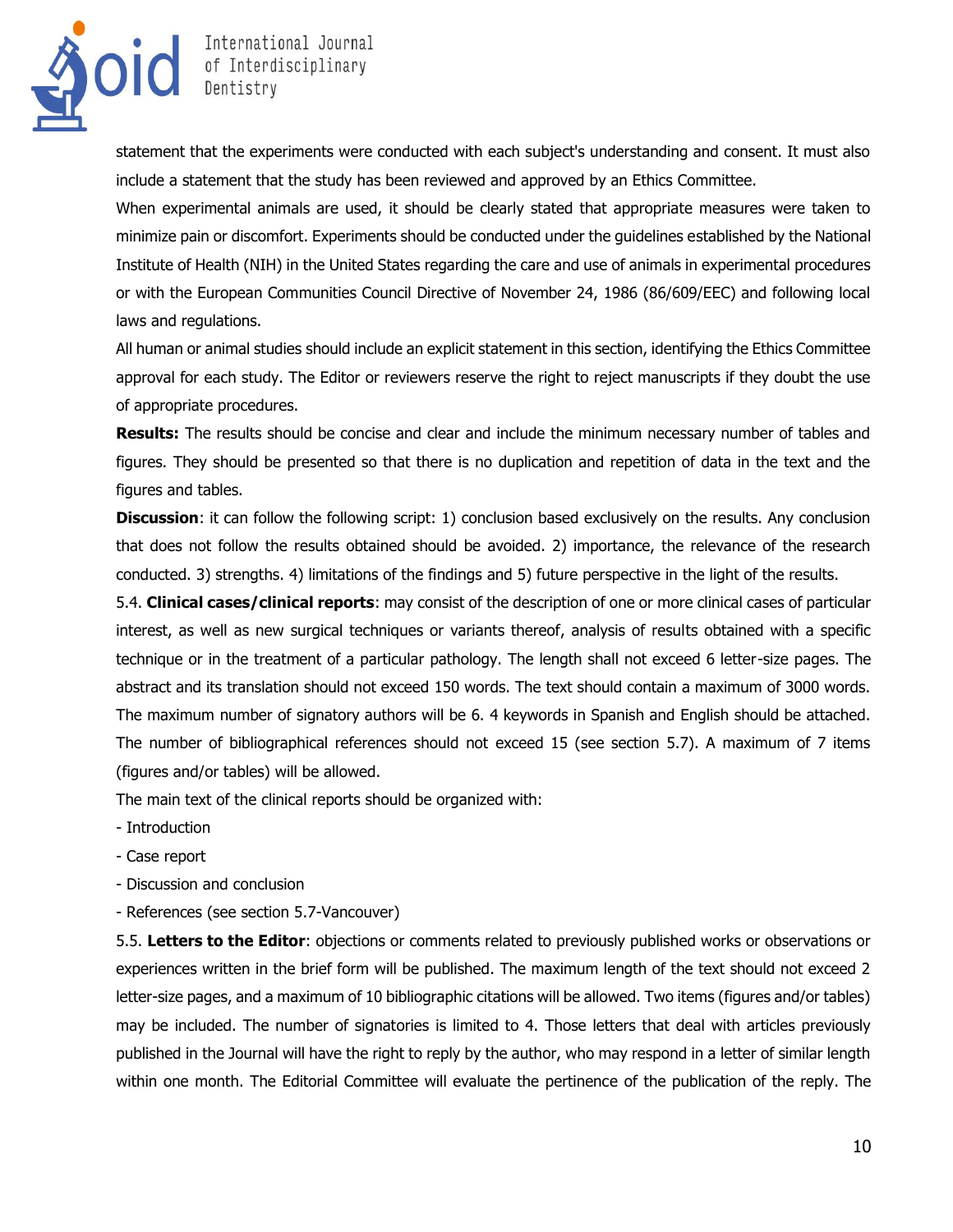statement that the experiments were conducted with each subject's understanding and consent. It must also include a statement that the study has been reviewed and approved by an Ethics Committee.

When experimental animals are used, it should be clearly stated that appropriate measures were taken to minimize pain or discomfort. Experiments should be conducted under the guidelines established by the National Institute of Health (NIH) in the United States regarding the care and use of animals in experimental procedures or with the European Communities Council Directive of November 24, 1986 (86/609/EEC) and following local laws and regulations.

All human or animal studies should include an explicit statement in this section, identifying the Ethics Committee approval for each study. The Editor or reviewers reserve the right to reject manuscripts if they doubt the use of appropriate procedures.

**Results:** The results should be concise and clear and include the minimum necessary number of tables and figures. They should be presented so that there is no duplication and repetition of data in the text and the figures and tables.

**Discussion**: it can follow the following script: 1) conclusion based exclusively on the results. Any conclusion that does not follow the results obtained should be avoided. 2) importance, the relevance of the research conducted. 3) strengths. 4) limitations of the findings and 5) future perspective in the light of the results.

5.4. **Clinical cases/clinical reports**: may consist of the description of one or more clinical cases of particular interest, as well as new surgical techniques or variants thereof, analysis of results obtained with a specific technique or in the treatment of a particular pathology. The length shall not exceed 6 letter-size pages. The abstract and its translation should not exceed 150 words. The text should contain a maximum of 3000 words. The maximum number of signatory authors will be 6. 4 keywords in Spanish and English should be attached. The number of bibliographical references should not exceed 15 (see section 5.7). A maximum of 7 items (figures and/or tables) will be allowed.

The main text of the clinical reports should be organized with:

- Introduction
- Case report
- Discussion and conclusion
- References (see section 5.7-Vancouver)

5.5. **Letters to the Editor**: objections or comments related to previously published works or observations or experiences written in the brief form will be published. The maximum length of the text should not exceed 2 letter-size pages, and a maximum of 10 bibliographic citations will be allowed. Two items (figures and/or tables) may be included. The number of signatories is limited to 4. Those letters that deal with articles previously published in the Journal will have the right to reply by the author, who may respond in a letter of similar length within one month. The Editorial Committee will evaluate the pertinence of the publication of the reply. The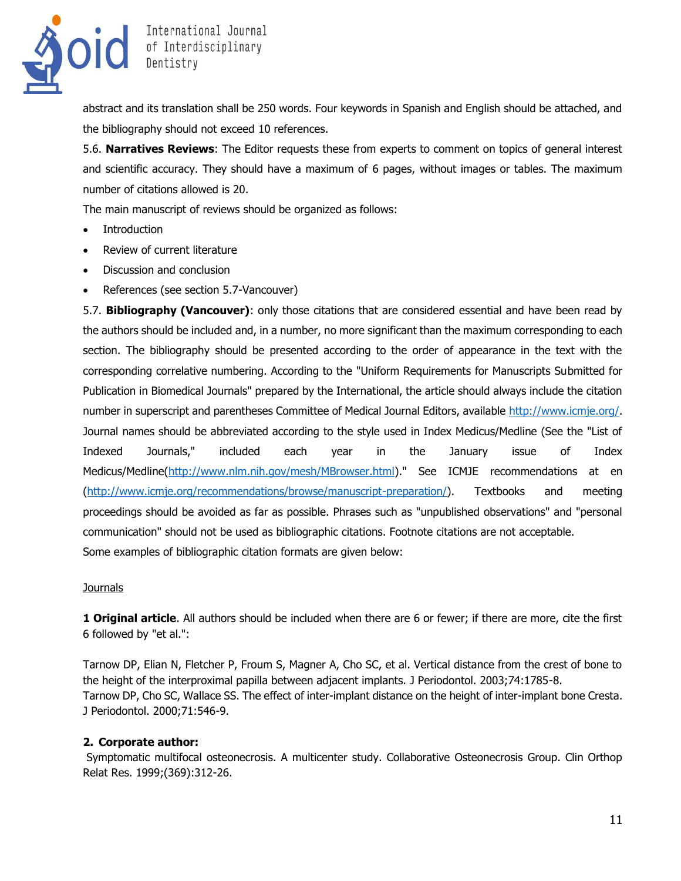abstract and its translation shall be 250 words. Four keywords in Spanish and English should be attached, and the bibliography should not exceed 10 references.

5.6. **Narratives Reviews**: The Editor requests these from experts to comment on topics of general interest and scientific accuracy. They should have a maximum of 6 pages, without images or tables. The maximum number of citations allowed is 20.

The main manuscript of reviews should be organized as follows:

- Introduction
- Review of current literature
- Discussion and conclusion
- References (see section 5.7-Vancouver)

5.7. **Bibliography (Vancouver)**: only those citations that are considered essential and have been read by the authors should be included and, in a number, no more significant than the maximum corresponding to each section. The bibliography should be presented according to the order of appearance in the text with the corresponding correlative numbering. According to the "Uniform Requirements for Manuscripts Submitted for Publication in Biomedical Journals" prepared by the International, the article should always include the citation number in superscript and parentheses Committee of Medical Journal Editors, available [http://www.icmje.org/](http://www.icmje.org/). Journal names should be abbreviated according to the style used in Index Medicus/Medline (See the "List of Indexed Journals," included each year in the January issue of Index Medicus/Medline([http://www.nlm.nih.gov/mesh/MBrowser.html](http://www.nlm.nih.gov/mesh/MBrowser.html))." See ICMJE recommendations at en ([http://www.icmje.org/recommendations/browse/manuscript-preparation/](http://www.icmje.org/recommendations/browse/manuscript-preparation/)). Textbooks and meeting proceedings should be avoided as far as possible. Phrases such as "unpublished observations" and "personal communication" should not be used as bibliographic citations. Footnote citations are not acceptable.

Some examples of bibliographic citation formats are given below:

<u>Journals</u>

**1 Original article**. All authors should be included when there are 6 or fewer; if there are more, cite the first 6 followed by "et al.":

Tarnow DP, Elian N, Fletcher P, Froum S, Magner A, Cho SC, et al. Vertical distance from the crest of bone to the height of the interproximal papilla between adjacent implants. J Periodontol. 2003;74:1785-8.
Tarnow DP, Cho SC, Wallace SS. The effect of inter-implant distance on the height of inter-implant bone Cresta. J Periodontol. 2000;71:546-9.

**2. Corporate author:**

Symptomatic multifocal osteonecrosis. A multicenter study. Collaborative Osteonecrosis Group. Clin Orthop Relat Res. 1999;(369):312-26.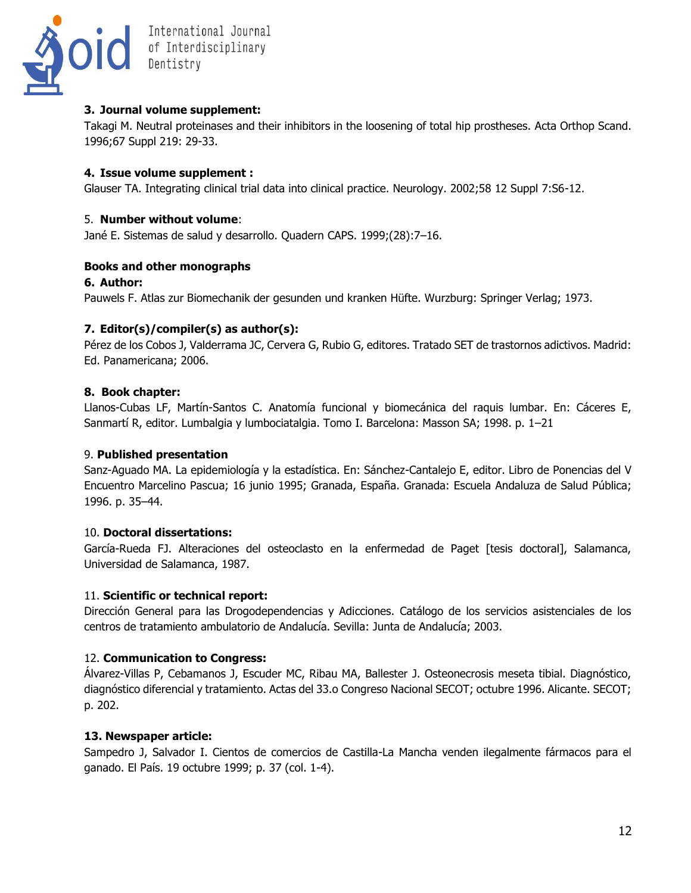**3. Journal volume supplement:**

Takagi M. Neutral proteinases and their inhibitors in the loosening of total hip prostheses. Acta Orthop Scand. 1996;67 Suppl 219: 29-33.

**4. Issue volume supplement :**

Glauser TA. Integrating clinical trial data into clinical practice. Neurology. 2002;58 12 Suppl 7:S6-12.

5. **Number without volume**:

Jané E. Sistemas de salud y desarrollo. Quadern CAPS. 1999;(28):7–16.

**Books and other monographs**

**6. Author:**

Pauwels F. Atlas zur Biomechanik der gesunden und kranken Hüfte. Wurzburg: Springer Verlag; 1973.

**7. Editor(s)/compiler(s) as author(s):**

Pérez de los Cobos J, Valderrama JC, Cervera G, Rubio G, editores. Tratado SET de trastornos adictivos. Madrid: Ed. Panamericana; 2006.

**8. Book chapter:**

Llanos-Cubas LF, Martín-Santos C. Anatomía funcional y biomecánica del raquis lumbar. En: Cáceres E, Sanmartí R, editor. Lumbalgia y lumbociatalgia. Tomo I. Barcelona: Masson SA; 1998. p. 1–21

9. **Published presentation**

Sanz-Aguado MA. La epidemiología y la estadística. En: Sánchez-Cantalejo E, editor. Libro de Ponencias del V Encuentro Marcelino Pascua; 16 junio 1995; Granada, España. Granada: Escuela Andaluza de Salud Pública; 1996. p. 35–44.

10. **Doctoral dissertations:**

García-Rueda FJ. Alteraciones del osteoclasto en la enfermedad de Paget [tesis doctoral], Salamanca, Universidad de Salamanca, 1987.

11. **Scientific or technical report:**

Dirección General para las Drogodependencias y Adicciones. Catálogo de los servicios asistenciales de los centros de tratamiento ambulatorio de Andalucía. Sevilla: Junta de Andalucía; 2003.

12. **Communication to Congress:**

Álvarez-Villas P, Cebamanos J, Escuder MC, Ribau MA, Ballester J. Osteonecrosis meseta tibial. Diagnóstico, diagnóstico diferencial y tratamiento. Actas del 33.o Congreso Nacional SECOT; octubre 1996. Alicante. SECOT; p. 202.

**13. Newspaper article:**

Sampedro J, Salvador I. Cientos de comercios de Castilla-La Mancha venden ilegalmente fármacos para el ganado. El País. 19 octubre 1999; p. 37 (col. 1-4).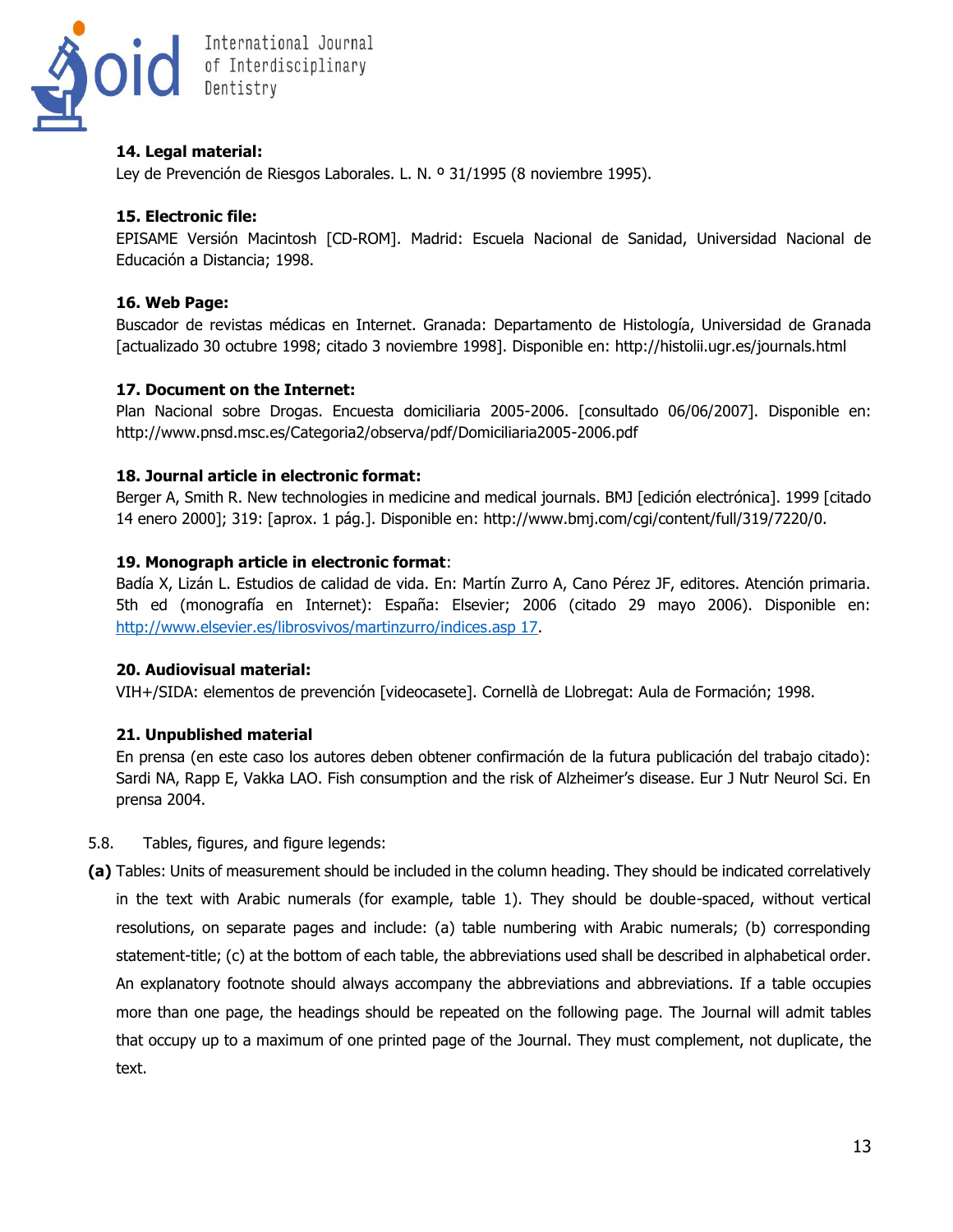**14. Legal material:**

Ley de Prevención de Riesgos Laborales. L. N. º 31/1995 (8 noviembre 1995).

**15. Electronic file:**

EPISAME Versión Macintosh [CD-ROM]. Madrid: Escuela Nacional de Sanidad, Universidad Nacional de Educación a Distancia; 1998.

**16. Web Page:**

Buscador de revistas médicas en Internet. Granada: Departamento de Histología, Universidad de Granada [actualizado 30 octubre 1998; citado 3 noviembre 1998]. Disponible en: http://histolii.ugr.es/journals.html

**17. Document on the Internet:**

Plan Nacional sobre Drogas. Encuesta domiciliaria 2005-2006. [consultado 06/06/2007]. Disponible en: http://www.pnsd.msc.es/Categoria2/observa/pdf/Domiciliaria2005-2006.pdf

**18. Journal article in electronic format:**

Berger A, Smith R. New technologies in medicine and medical journals. BMJ [edición electrónica]. 1999 [citado 14 enero 2000]; 319: [aprox. 1 pág.]. Disponible en: http://www.bmj.com/cgi/content/full/319/7220/0.

**19. Monograph article in electronic format**:

Badía X, Lizán L. Estudios de calidad de vida. En: Martín Zurro A, Cano Pérez JF, editores. Atención primaria. 5th ed (monografía en Internet): España: Elsevier; 2006 (citado 29 mayo 2006). Disponible en: http://www.elsevier.es/librosvivos/martinzurro/indices.asp 17.

**20. Audiovisual material:**

VIH+/SIDA: elementos de prevención [videocasete]. Cornellà de Llobregat: Aula de Formación; 1998.

**21. Unpublished material**

En prensa (en este caso los autores deben obtener confirmación de la futura publicación del trabajo citado): Sardi NA, Rapp E, Vakka LAO. Fish consumption and the risk of Alzheimer's disease. Eur J Nutr Neurol Sci. En prensa 2004.

5.8. Tables, figures, and figure legends:

**(a)** Tables: Units of measurement should be included in the column heading. They should be indicated correlatively in the text with Arabic numerals (for example, table 1). They should be double-spaced, without vertical resolutions, on separate pages and include: (a) table numbering with Arabic numerals; (b) corresponding statement-title; (c) at the bottom of each table, the abbreviations used shall be described in alphabetical order. An explanatory footnote should always accompany the abbreviations and abbreviations. If a table occupies more than one page, the headings should be repeated on the following page. The Journal will admit tables that occupy up to a maximum of one printed page of the Journal. They must complement, not duplicate, the text.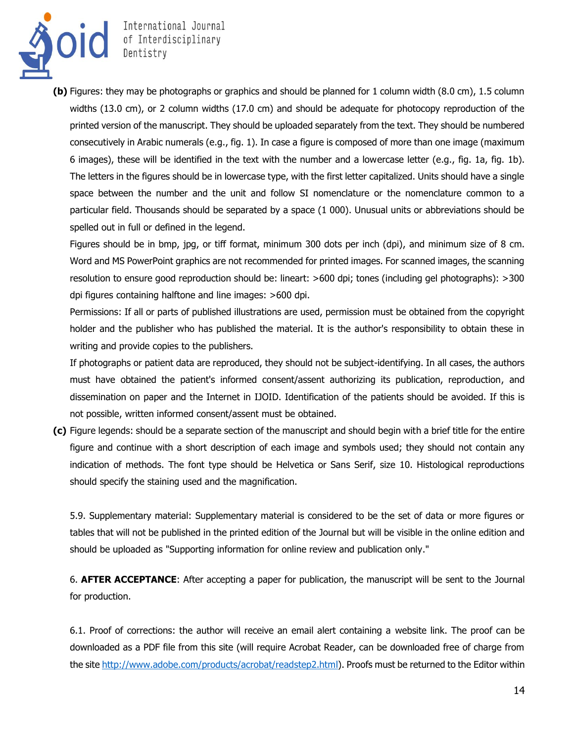**(b)** Figures: they may be photographs or graphics and should be planned for 1 column width (8.0 cm), 1.5 column widths (13.0 cm), or 2 column widths (17.0 cm) and should be adequate for photocopy reproduction of the printed version of the manuscript. They should be uploaded separately from the text. They should be numbered consecutively in Arabic numerals (e.g., fig. 1). In case a figure is composed of more than one image (maximum 6 images), these will be identified in the text with the number and a lowercase letter (e.g., fig. 1a, fig. 1b). The letters in the figures should be in lowercase type, with the first letter capitalized. Units should have a single space between the number and the unit and follow SI nomenclature or the nomenclature common to a particular field. Thousands should be separated by a space (1 000). Unusual units or abbreviations should be spelled out in full or defined in the legend.

Figures should be in bmp, jpg, or tiff format, minimum 300 dots per inch (dpi), and minimum size of 8 cm. Word and MS PowerPoint graphics are not recommended for printed images. For scanned images, the scanning resolution to ensure good reproduction should be: lineart: >600 dpi; tones (including gel photographs): >300 dpi figures containing halftone and line images: >600 dpi.

Permissions: If all or parts of published illustrations are used, permission must be obtained from the copyright holder and the publisher who has published the material. It is the author's responsibility to obtain these in writing and provide copies to the publishers.

If photographs or patient data are reproduced, they should not be subject-identifying. In all cases, the authors must have obtained the patient's informed consent/assent authorizing its publication, reproduction, and dissemination on paper and the Internet in IJOID. Identification of the patients should be avoided. If this is not possible, written informed consent/assent must be obtained.

**(c)** Figure legends: should be a separate section of the manuscript and should begin with a brief title for the entire figure and continue with a short description of each image and symbols used; they should not contain any indication of methods. The font type should be Helvetica or Sans Serif, size 10. Histological reproductions should specify the staining used and the magnification.

5.9. Supplementary material: Supplementary material is considered to be the set of data or more figures or tables that will not be published in the printed edition of the Journal but will be visible in the online edition and should be uploaded as "Supporting information for online review and publication only."

6. **AFTER ACCEPTANCE**: After accepting a paper for publication, the manuscript will be sent to the Journal for production.

6.1. Proof of corrections: the author will receive an email alert containing a website link. The proof can be downloaded as a PDF file from this site (will require Acrobat Reader, can be downloaded free of charge from the site [http://www.adobe.com/products/acrobat/readstep2.html](http://www.adobe.com/products/acrobat/readstep2.html)). Proofs must be returned to the Editor within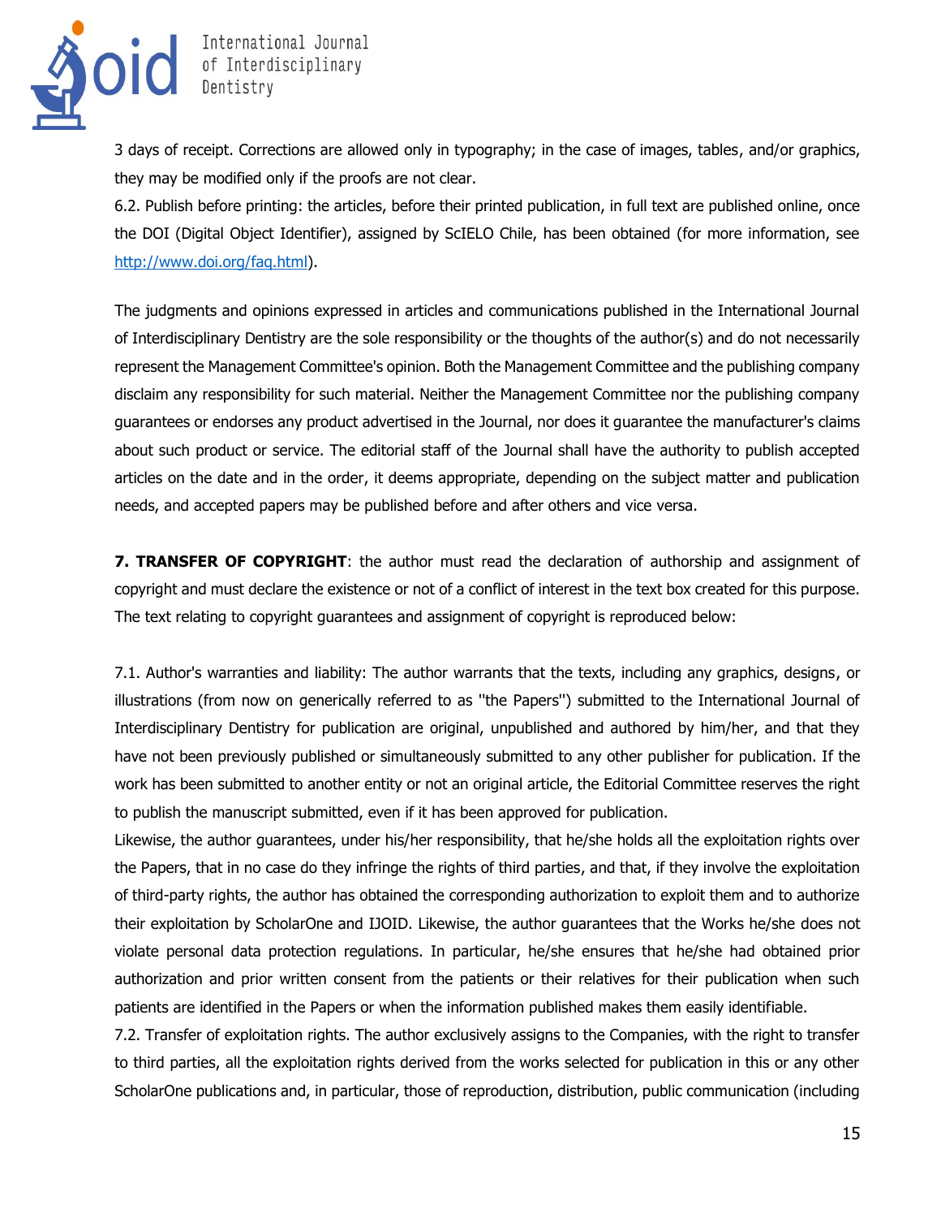3 days of receipt. Corrections are allowed only in typography; in the case of images, tables, and/or graphics, they may be modified only if the proofs are not clear.

6.2. Publish before printing: the articles, before their printed publication, in full text are published online, once the DOI (Digital Object Identifier), assigned by ScIELO Chile, has been obtained (for more information, see http://www.doi.org/faq.html).

The judgments and opinions expressed in articles and communications published in the International Journal of Interdisciplinary Dentistry are the sole responsibility or the thoughts of the author(s) and do not necessarily represent the Management Committee's opinion. Both the Management Committee and the publishing company disclaim any responsibility for such material. Neither the Management Committee nor the publishing company guarantees or endorses any product advertised in the Journal, nor does it guarantee the manufacturer's claims about such product or service. The editorial staff of the Journal shall have the authority to publish accepted articles on the date and in the order, it deems appropriate, depending on the subject matter and publication needs, and accepted papers may be published before and after others and vice versa.

**7. TRANSFER OF COPYRIGHT**: the author must read the declaration of authorship and assignment of copyright and must declare the existence or not of a conflict of interest in the text box created for this purpose. The text relating to copyright guarantees and assignment of copyright is reproduced below:

7.1. Author's warranties and liability: The author warrants that the texts, including any graphics, designs, or illustrations (from now on generically referred to as "the Papers") submitted to the International Journal of Interdisciplinary Dentistry for publication are original, unpublished and authored by him/her, and that they have not been previously published or simultaneously submitted to any other publisher for publication. If the work has been submitted to another entity or not an original article, the Editorial Committee reserves the right to publish the manuscript submitted, even if it has been approved for publication.

Likewise, the author guarantees, under his/her responsibility, that he/she holds all the exploitation rights over the Papers, that in no case do they infringe the rights of third parties, and that, if they involve the exploitation of third-party rights, the author has obtained the corresponding authorization to exploit them and to authorize their exploitation by ScholarOne and IJOID. Likewise, the author guarantees that the Works he/she does not violate personal data protection regulations. In particular, he/she ensures that he/she had obtained prior authorization and prior written consent from the patients or their relatives for their publication when such patients are identified in the Papers or when the information published makes them easily identifiable.

7.2. Transfer of exploitation rights. The author exclusively assigns to the Companies, with the right to transfer to third parties, all the exploitation rights derived from the works selected for publication in this or any other ScholarOne publications and, in particular, those of reproduction, distribution, public communication (including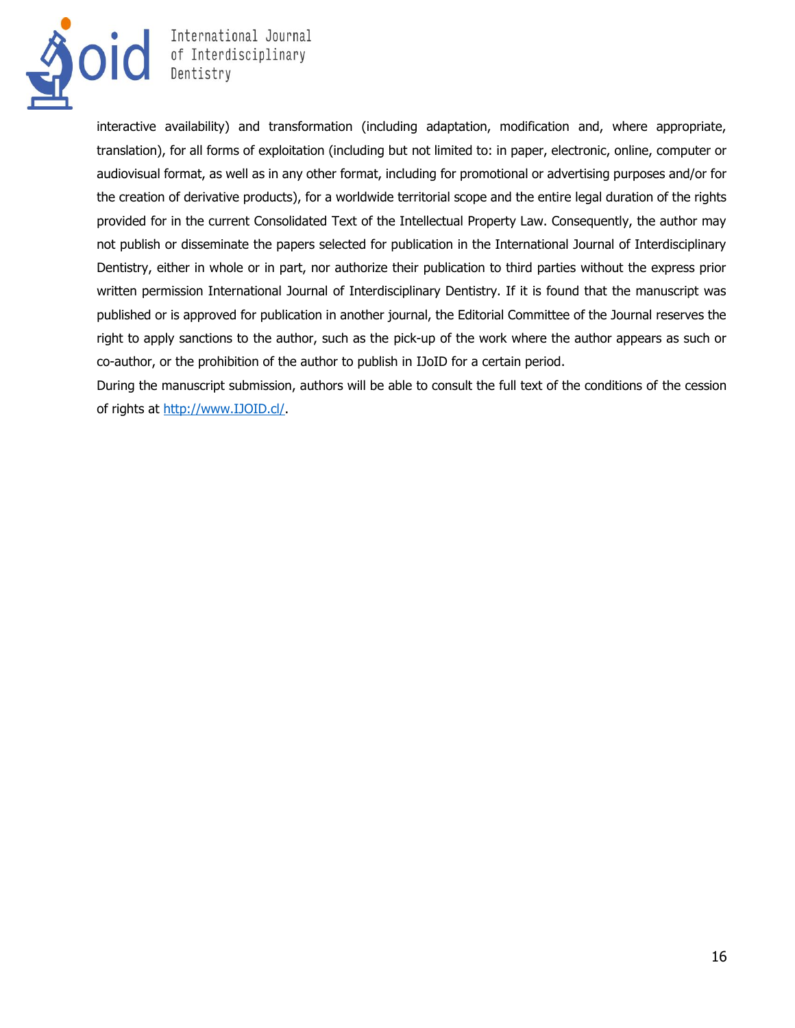interactive availability) and transformation (including adaptation, modification and, where appropriate, translation), for all forms of exploitation (including but not limited to: in paper, electronic, online, computer or audiovisual format, as well as in any other format, including for promotional or advertising purposes and/or for the creation of derivative products), for a worldwide territorial scope and the entire legal duration of the rights provided for in the current Consolidated Text of the Intellectual Property Law. Consequently, the author may not publish or disseminate the papers selected for publication in the International Journal of Interdisciplinary Dentistry, either in whole or in part, nor authorize their publication to third parties without the express prior written permission International Journal of Interdisciplinary Dentistry. If it is found that the manuscript was published or is approved for publication in another journal, the Editorial Committee of the Journal reserves the right to apply sanctions to the author, such as the pick-up of the work where the author appears as such or co-author, or the prohibition of the author to publish in IJoID for a certain period.

During the manuscript submission, authors will be able to consult the full text of the conditions of the cession of rights at [http://www.IJOID.cl/](http://www.IJOID.cl/).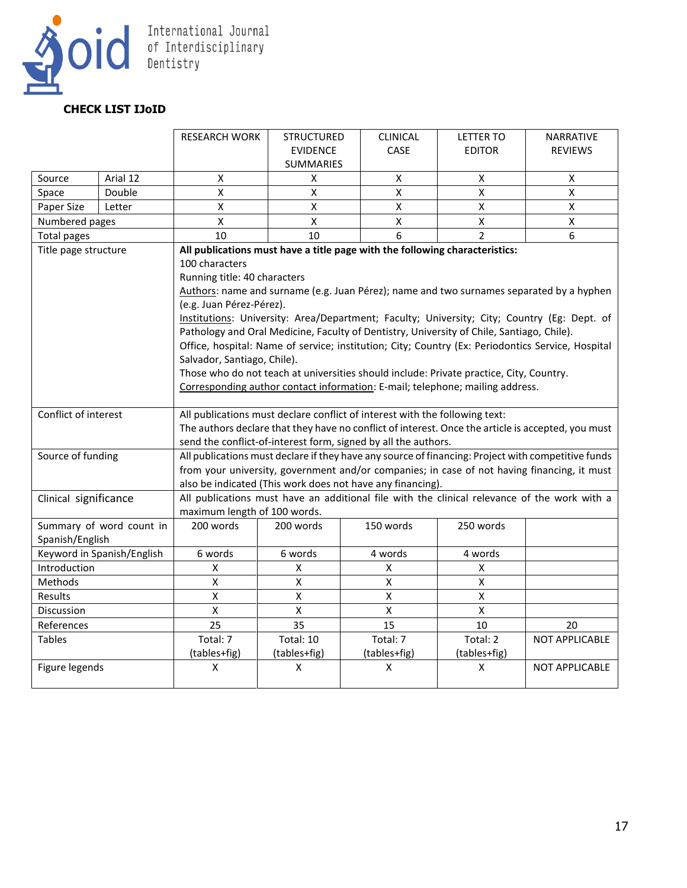**CHECK LIST IJoID**

| | | RESEARCH WORK | STRUCTURED EVIDENCE SUMMARIES | CLINICAL CASE | LETTER TO EDITOR | NARRATIVE REVIEWS |
|---|---|---|---|---|---|---|
| Source | Arial 12 | X | X | X | X | X |
| Space | Double | X | X | X | X | X |
| Paper Size | Letter | X | X | X | X | X |
| Numbered pages | | X | X | X | X | X |
| Total pages | | 10 | 10 | 6 | 2 | 6 |
| Title page structure | | **All publications must have a title page with the following characteristics:** 100 characters Running title: 40 characters Authors: name and surname (e.g. Juan Pérez); name and two surnames separated by a hyphen (e.g. Juan Pérez-Pérez). Institutions: University: Area/Department; Faculty; University; City; Country (Eg: Dept. of Pathology and Oral Medicine, Faculty of Dentistry, University of Chile, Santiago, Chile). Office, hospital: Name of service; institution; City; Country (Ex: Periodontics Service, Hospital Salvador, Santiago, Chile). Those who do not teach at universities should include: Private practice, City, Country. Corresponding author contact information: E-mail; telephone; mailing address. | | | | |
| Conflict of interest | | All publications must declare conflict of interest with the following text: The authors declare that they have no conflict of interest. Once the article is accepted, you must send the conflict-of-interest form, signed by all the authors. | | | | |
| Source of funding | | All publications must declare if they have any source of financing: Project with competitive funds from your university, government and/or companies; in case of not having financing, it must also be indicated (This work does not have any financing). | | | | |
| Clinical significance | | All publications must have an additional file with the clinical relevance of the work with a maximum length of 100 words. | | | | |
| Summary of word count in Spanish/English | | 200 words | 200 words | 150 words | 250 words | |
| Keyword in Spanish/English | | 6 words | 6 words | 4 words | 4 words | |
| Introduction | | X | X | X | X | |
| Methods | | X | X | X | X | |
| Results | | X | X | X | X | |
| Discussion | | X | X | X | X | |
| References | | 25 | 35 | 15 | 10 | 20 |
| Tables | | Total: 7 (tables+fig) | Total: 10 (tables+fig) | Total: 7 (tables+fig) | Total: 2 (tables+fig) | NOT APPLICABLE |
| Figure legends | | X | X | X | X | NOT APPLICABLE |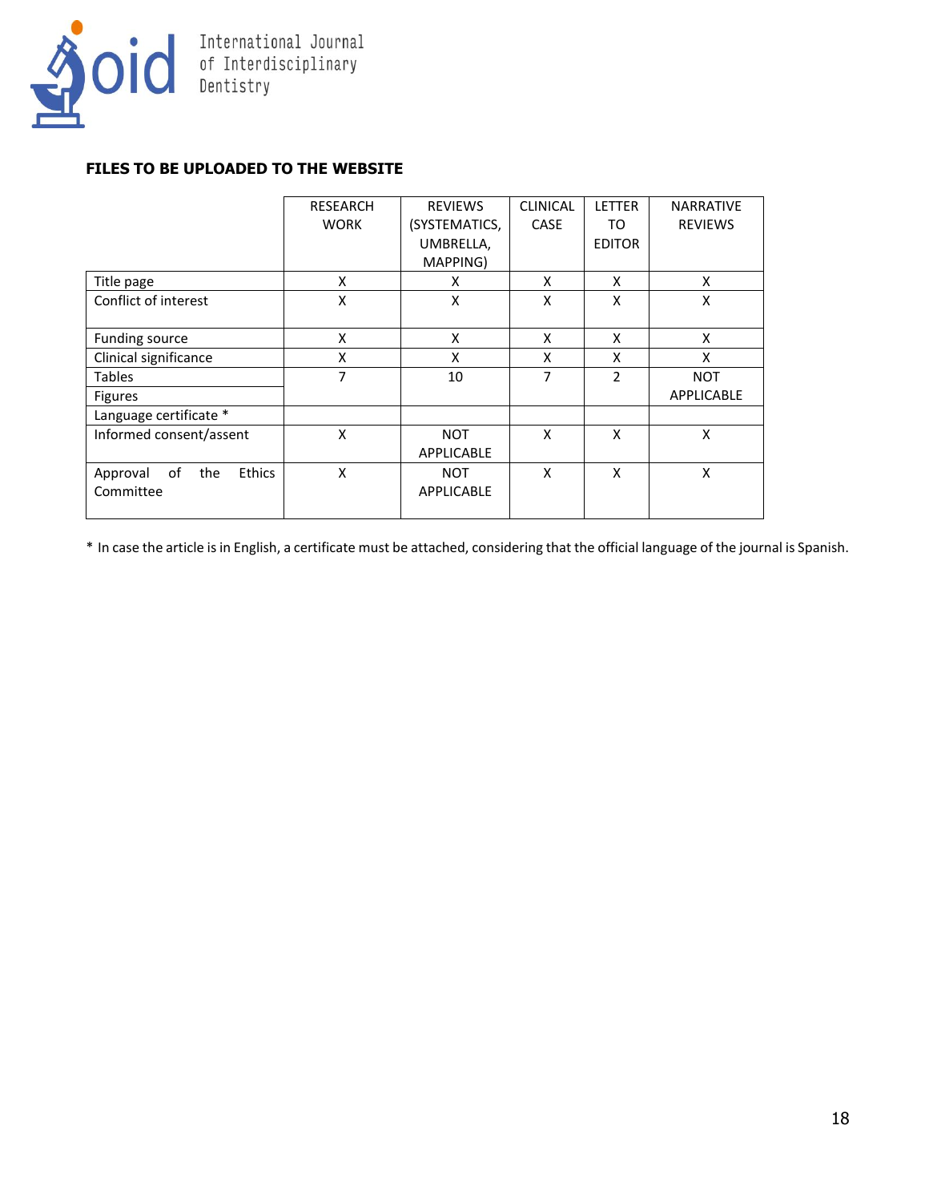## FILES TO BE UPLOADED TO THE WEBSITE

| | RESEARCH WORK | REVIEWS (SYSTEMATICS, UMBRELLA, MAPPING) | CLINICAL CASE | LETTER TO EDITOR | NARRATIVE REVIEWS |
|---|---|---|---|---|---|
| Title page | X | X | X | X | X |
| Conflict of interest | X | X | X | X | X |
| Funding source | X | X | X | X | X |
| Clinical significance | X | X | X | X | X |
| Tables / Figures | 7 | 10 | 7 | 2 | NOT APPLICABLE |
| Language certificate * | | | | | |
| Informed consent/assent | X | NOT APPLICABLE | X | X | X |
| Approval of the Ethics Committee | X | NOT APPLICABLE | X | X | X |

* In case the article is in English, a certificate must be attached, considering that the official language of the journal is Spanish.